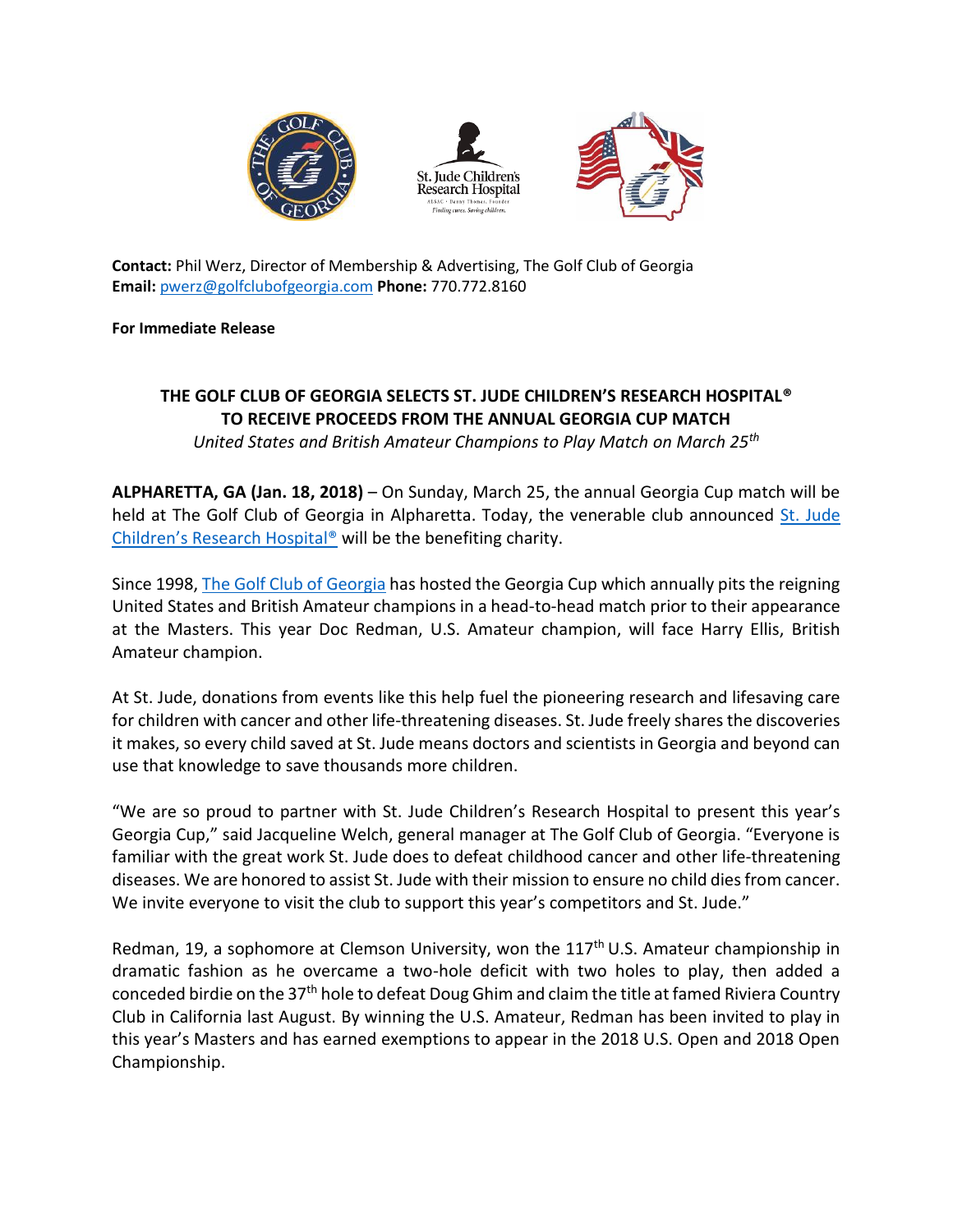**Contact:** Phil Werz, Director of Membership & Advertising, The Golf Club of Georgia
**Email:** [pwerz@golfclubofgeorgia.com](mailto:pwerz@golfclubofgeorgia.com) **Phone:** 770.772.8160

**For Immediate Release**

## THE GOLF CLUB OF GEORGIA SELECTS ST. JUDE CHILDREN'S RESEARCH HOSPITAL® TO RECEIVE PROCEEDS FROM THE ANNUAL GEORGIA CUP MATCH

*United States and British Amateur Champions to Play Match on March 25th*

**ALPHARETTA, GA (Jan. 18, 2018)** – On Sunday, March 25, the annual Georgia Cup match will be held at The Golf Club of Georgia in Alpharetta. Today, the venerable club announced St. Jude Children's Research Hospital® will be the benefiting charity.

Since 1998, The Golf Club of Georgia has hosted the Georgia Cup which annually pits the reigning United States and British Amateur champions in a head-to-head match prior to their appearance at the Masters. This year Doc Redman, U.S. Amateur champion, will face Harry Ellis, British Amateur champion.

At St. Jude, donations from events like this help fuel the pioneering research and lifesaving care for children with cancer and other life-threatening diseases. St. Jude freely shares the discoveries it makes, so every child saved at St. Jude means doctors and scientists in Georgia and beyond can use that knowledge to save thousands more children.

"We are so proud to partner with St. Jude Children's Research Hospital to present this year's Georgia Cup," said Jacqueline Welch, general manager at The Golf Club of Georgia. "Everyone is familiar with the great work St. Jude does to defeat childhood cancer and other life-threatening diseases. We are honored to assist St. Jude with their mission to ensure no child dies from cancer. We invite everyone to visit the club to support this year's competitors and St. Jude."

Redman, 19, a sophomore at Clemson University, won the 117th U.S. Amateur championship in dramatic fashion as he overcame a two-hole deficit with two holes to play, then added a conceded birdie on the 37th hole to defeat Doug Ghim and claim the title at famed Riviera Country Club in California last August. By winning the U.S. Amateur, Redman has been invited to play in this year's Masters and has earned exemptions to appear in the 2018 U.S. Open and 2018 Open Championship.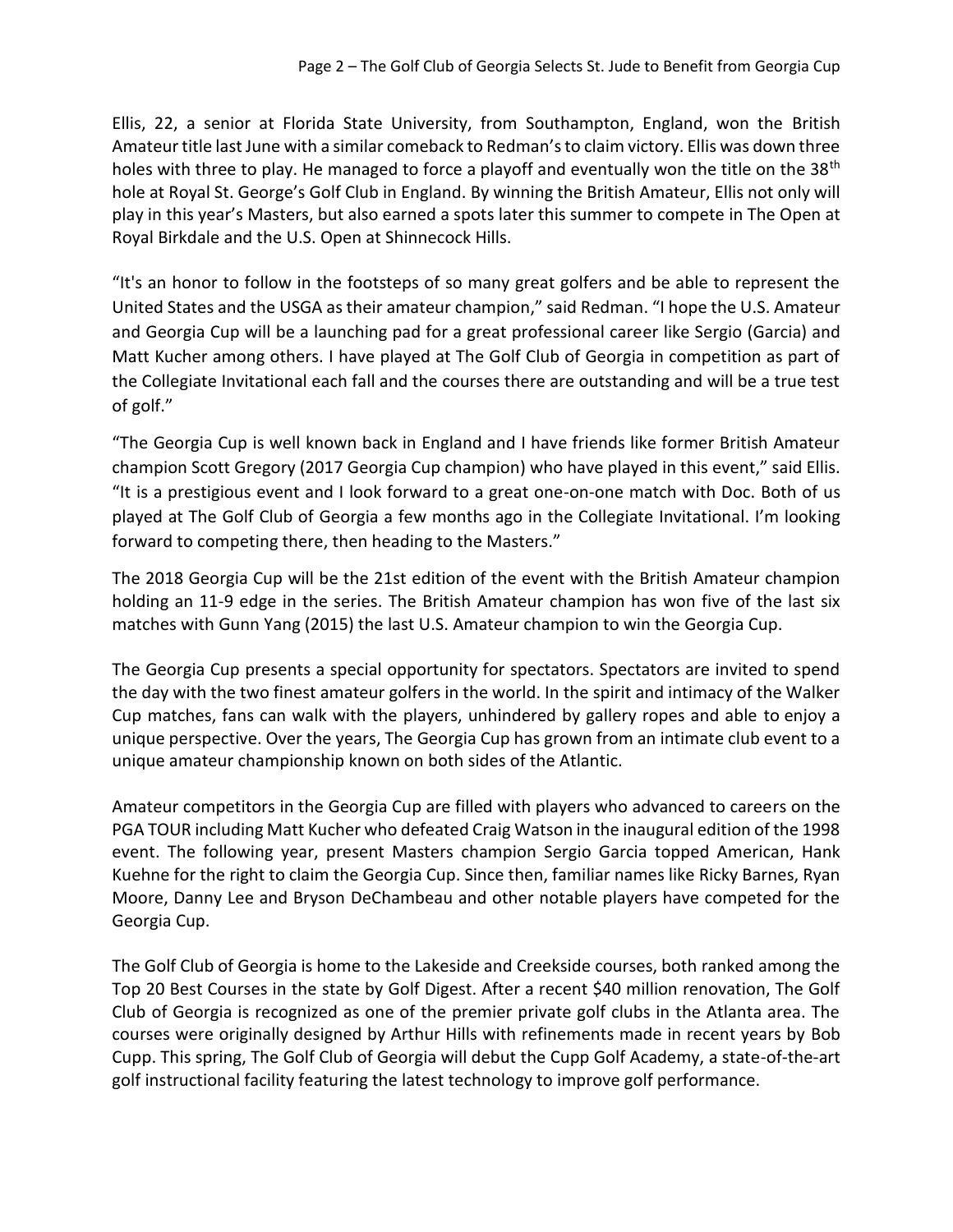Ellis, 22, a senior at Florida State University, from Southampton, England, won the British Amateur title last June with a similar comeback to Redman's to claim victory. Ellis was down three holes with three to play. He managed to force a playoff and eventually won the title on the 38th hole at Royal St. George's Golf Club in England. By winning the British Amateur, Ellis not only will play in this year's Masters, but also earned a spots later this summer to compete in The Open at Royal Birkdale and the U.S. Open at Shinnecock Hills.

"It's an honor to follow in the footsteps of so many great golfers and be able to represent the United States and the USGA as their amateur champion," said Redman. "I hope the U.S. Amateur and Georgia Cup will be a launching pad for a great professional career like Sergio (Garcia) and Matt Kucher among others. I have played at The Golf Club of Georgia in competition as part of the Collegiate Invitational each fall and the courses there are outstanding and will be a true test of golf."

"The Georgia Cup is well known back in England and I have friends like former British Amateur champion Scott Gregory (2017 Georgia Cup champion) who have played in this event," said Ellis. "It is a prestigious event and I look forward to a great one-on-one match with Doc. Both of us played at The Golf Club of Georgia a few months ago in the Collegiate Invitational. I'm looking forward to competing there, then heading to the Masters."

The 2018 Georgia Cup will be the 21st edition of the event with the British Amateur champion holding an 11-9 edge in the series. The British Amateur champion has won five of the last six matches with Gunn Yang (2015) the last U.S. Amateur champion to win the Georgia Cup.

The Georgia Cup presents a special opportunity for spectators. Spectators are invited to spend the day with the two finest amateur golfers in the world. In the spirit and intimacy of the Walker Cup matches, fans can walk with the players, unhindered by gallery ropes and able to enjoy a unique perspective. Over the years, The Georgia Cup has grown from an intimate club event to a unique amateur championship known on both sides of the Atlantic.

Amateur competitors in the Georgia Cup are filled with players who advanced to careers on the PGA TOUR including Matt Kucher who defeated Craig Watson in the inaugural edition of the 1998 event. The following year, present Masters champion Sergio Garcia topped American, Hank Kuehne for the right to claim the Georgia Cup. Since then, familiar names like Ricky Barnes, Ryan Moore, Danny Lee and Bryson DeChambeau and other notable players have competed for the Georgia Cup.

The Golf Club of Georgia is home to the Lakeside and Creekside courses, both ranked among the Top 20 Best Courses in the state by Golf Digest. After a recent $40 million renovation, The Golf Club of Georgia is recognized as one of the premier private golf clubs in the Atlanta area. The courses were originally designed by Arthur Hills with refinements made in recent years by Bob Cupp. This spring, The Golf Club of Georgia will debut the Cupp Golf Academy, a state-of-the-art golf instructional facility featuring the latest technology to improve golf performance.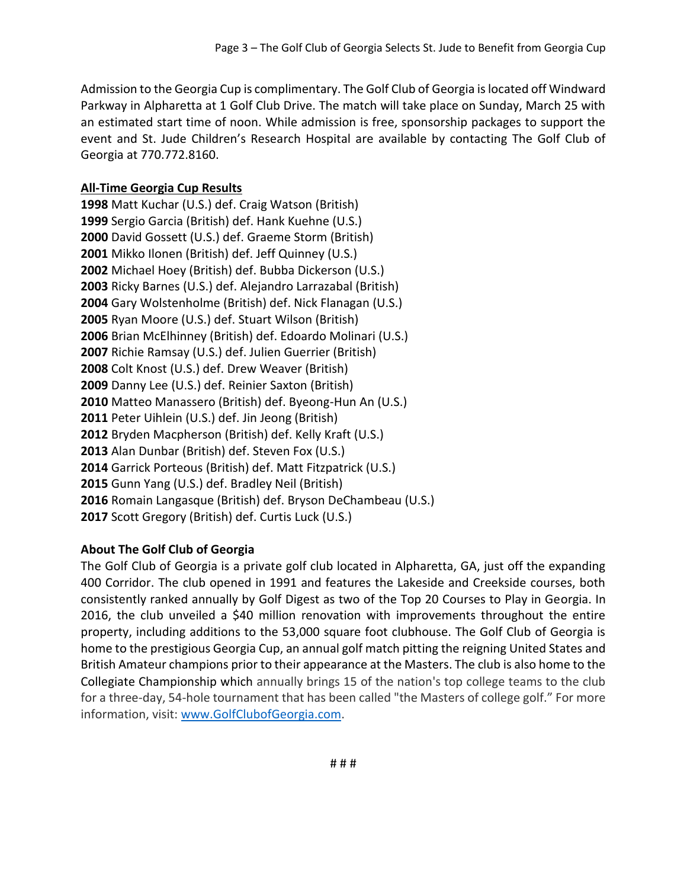Admission to the Georgia Cup is complimentary. The Golf Club of Georgia is located off Windward Parkway in Alpharetta at 1 Golf Club Drive. The match will take place on Sunday, March 25 with an estimated start time of noon. While admission is free, sponsorship packages to support the event and St. Jude Children's Research Hospital are available by contacting The Golf Club of Georgia at 770.772.8160.

**All-Time Georgia Cup Results**

**1998** Matt Kuchar (U.S.) def. Craig Watson (British)
**1999** Sergio Garcia (British) def. Hank Kuehne (U.S.)
**2000** David Gossett (U.S.) def. Graeme Storm (British)
**2001** Mikko Ilonen (British) def. Jeff Quinney (U.S.)
**2002** Michael Hoey (British) def. Bubba Dickerson (U.S.)
**2003** Ricky Barnes (U.S.) def. Alejandro Larrazabal (British)
**2004** Gary Wolstenholme (British) def. Nick Flanagan (U.S.)
**2005** Ryan Moore (U.S.) def. Stuart Wilson (British)
**2006** Brian McElhinney (British) def. Edoardo Molinari (U.S.)
**2007** Richie Ramsay (U.S.) def. Julien Guerrier (British)
**2008** Colt Knost (U.S.) def. Drew Weaver (British)
**2009** Danny Lee (U.S.) def. Reinier Saxton (British)
**2010** Matteo Manassero (British) def. Byeong-Hun An (U.S.)
**2011** Peter Uihlein (U.S.) def. Jin Jeong (British)
**2012** Bryden Macpherson (British) def. Kelly Kraft (U.S.)
**2013** Alan Dunbar (British) def. Steven Fox (U.S.)
**2014** Garrick Porteous (British) def. Matt Fitzpatrick (U.S.)
**2015** Gunn Yang (U.S.) def. Bradley Neil (British)
**2016** Romain Langasque (British) def. Bryson DeChambeau (U.S.)
**2017** Scott Gregory (British) def. Curtis Luck (U.S.)

**About The Golf Club of Georgia**

The Golf Club of Georgia is a private golf club located in Alpharetta, GA, just off the expanding 400 Corridor. The club opened in 1991 and features the Lakeside and Creekside courses, both consistently ranked annually by Golf Digest as two of the Top 20 Courses to Play in Georgia. In 2016, the club unveiled a $40 million renovation with improvements throughout the entire property, including additions to the 53,000 square foot clubhouse. The Golf Club of Georgia is home to the prestigious Georgia Cup, an annual golf match pitting the reigning United States and British Amateur champions prior to their appearance at the Masters. The club is also home to the Collegiate Championship which annually brings 15 of the nation's top college teams to the club for a three-day, 54-hole tournament that has been called "the Masters of college golf." For more information, visit: [www.GolfClubofGeorgia.com](http://www.GolfClubofGeorgia.com).

# # #